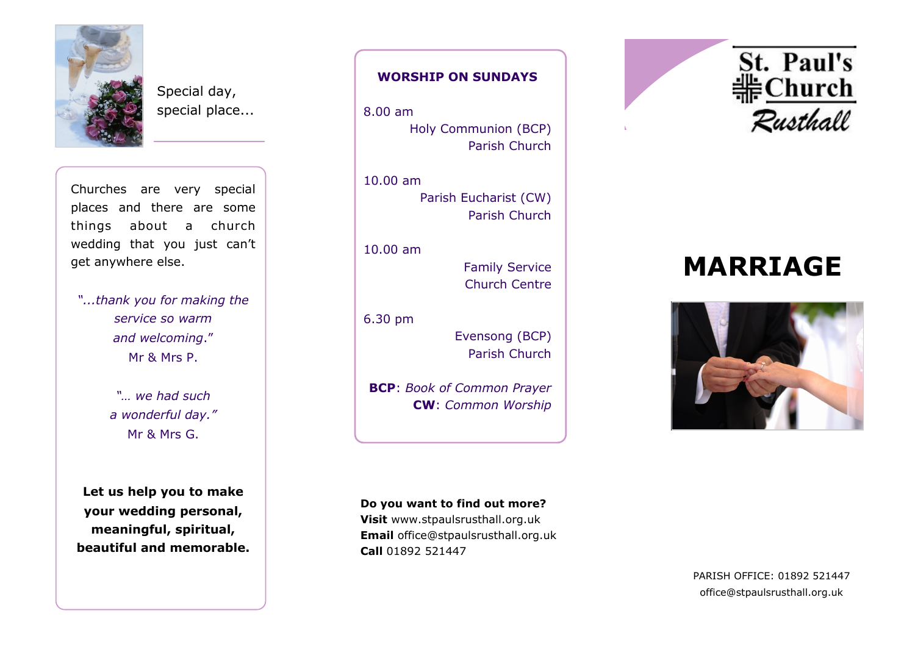Special day,
special place...

Churches are very special places and there are some things about a church wedding that you just can't get anywhere else.

*"...thank you for making the service so warm and welcoming."*
Mr & Mrs P.

*"… we had such a wonderful day."*
Mr & Mrs G.

**Let us help you to make your wedding personal, meaningful, spiritual, beautiful and memorable.**

## WORSHIP ON SUNDAYS

8.00 am
Holy Communion (BCP)
Parish Church

10.00 am
Parish Eucharist (CW)
Parish Church

10.00 am
Family Service
Church Centre

6.30 pm
Evensong (BCP)
Parish Church

**BCP**: *Book of Common Prayer*
**CW**: *Common Worship*

**Do you want to find out more?**
**Visit** www.stpaulsrusthall.org.uk
**Email** office@stpaulsrusthall.org.uk
**Call** 01892 521447

St. Paul's Church Rusthall

# MARRIAGE

PARISH OFFICE: 01892 521447
office@stpaulsrusthall.org.uk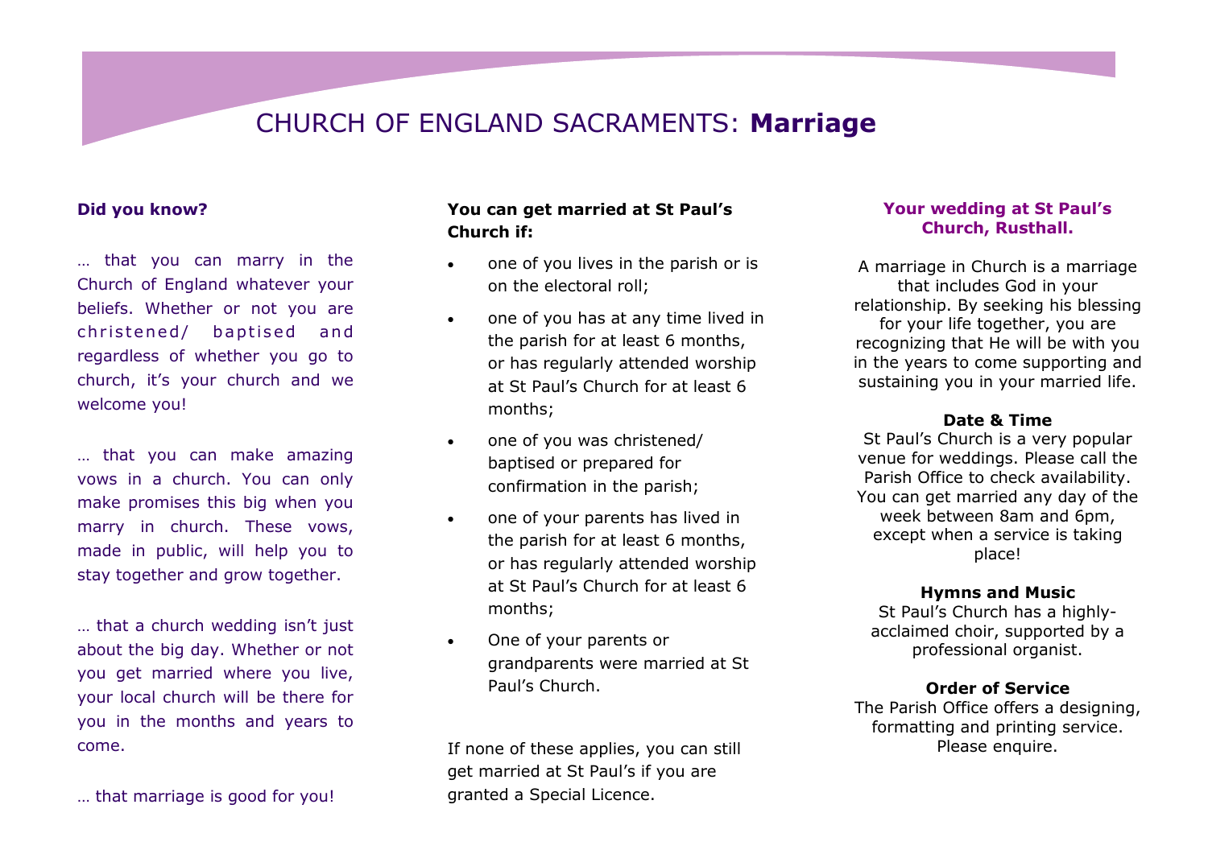# CHURCH OF ENGLAND SACRAMENTS: **Marriage**

**Did you know?**

… that you can marry in the Church of England whatever your beliefs. Whether or not you are christened/ baptised and regardless of whether you go to church, it's your church and we welcome you!

… that you can make amazing vows in a church. You can only make promises this big when you marry in church. These vows, made in public, will help you to stay together and grow together.

… that a church wedding isn't just about the big day. Whether or not you get married where you live, your local church will be there for you in the months and years to come.

… that marriage is good for you!

**You can get married at St Paul's Church if:**

- one of you lives in the parish or is on the electoral roll;
- one of you has at any time lived in the parish for at least 6 months, or has regularly attended worship at St Paul's Church for at least 6 months;
- one of you was christened/ baptised or prepared for confirmation in the parish;
- one of your parents has lived in the parish for at least 6 months, or has regularly attended worship at St Paul's Church for at least 6 months;
- One of your parents or grandparents were married at St Paul's Church.

If none of these applies, you can still get married at St Paul's if you are granted a Special Licence.

**Your wedding at St Paul's Church, Rusthall.**

A marriage in Church is a marriage that includes God in your relationship. By seeking his blessing for your life together, you are recognizing that He will be with you in the years to come supporting and sustaining you in your married life.

**Date & Time**

St Paul's Church is a very popular venue for weddings. Please call the Parish Office to check availability. You can get married any day of the week between 8am and 6pm, except when a service is taking place!

**Hymns and Music**

St Paul's Church has a highly-acclaimed choir, supported by a professional organist.

**Order of Service**

The Parish Office offers a designing, formatting and printing service. Please enquire.